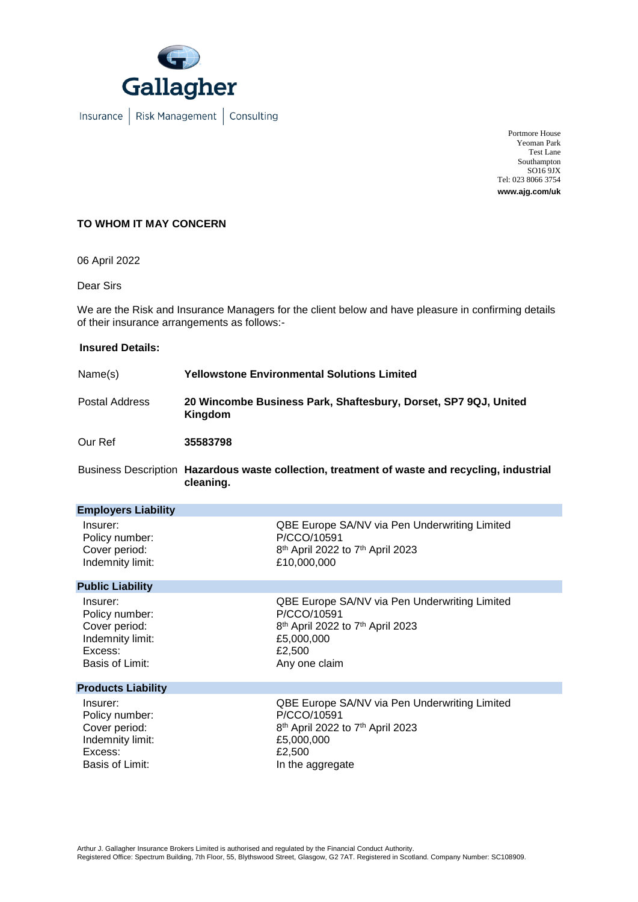Gallagher

Insurance | Risk Management | Consulting

Portmore House
Yeoman Park
Test Lane
Southampton
SO16 9JX
Tel: 023 8066 3754
**www.ajg.com/uk**

**TO WHOM IT MAY CONCERN**

06 April 2022

Dear Sirs

We are the Risk and Insurance Managers for the client below and have pleasure in confirming details of their insurance arrangements as follows:-

**Insured Details:**

| | |
|---|---|
| Name(s) | **Yellowstone Environmental Solutions Limited** |
| Postal Address | **20 Wincombe Business Park, Shaftesbury, Dorset, SP7 9QJ, United Kingdom** |
| Our Ref | **35583798** |
| Business Description | **Hazardous waste collection, treatment of waste and recycling, industrial cleaning.** |

**Employers Liability**

| | |
|---|---|
| Insurer: | QBE Europe SA/NV via Pen Underwriting Limited |
| Policy number: | P/CCO/10591 |
| Cover period: | 8th April 2022 to 7th April 2023 |
| Indemnity limit: | £10,000,000 |

**Public Liability**

| | |
|---|---|
| Insurer: | QBE Europe SA/NV via Pen Underwriting Limited |
| Policy number: | P/CCO/10591 |
| Cover period: | 8th April 2022 to 7th April 2023 |
| Indemnity limit: | £5,000,000 |
| Excess: | £2,500 |
| Basis of Limit: | Any one claim |

**Products Liability**

| | |
|---|---|
| Insurer: | QBE Europe SA/NV via Pen Underwriting Limited |
| Policy number: | P/CCO/10591 |
| Cover period: | 8th April 2022 to 7th April 2023 |
| Indemnity limit: | £5,000,000 |
| Excess: | £2,500 |
| Basis of Limit: | In the aggregate |

Arthur J. Gallagher Insurance Brokers Limited is authorised and regulated by the Financial Conduct Authority.
Registered Office: Spectrum Building, 7th Floor, 55, Blythswood Street, Glasgow, G2 7AT. Registered in Scotland. Company Number: SC108909.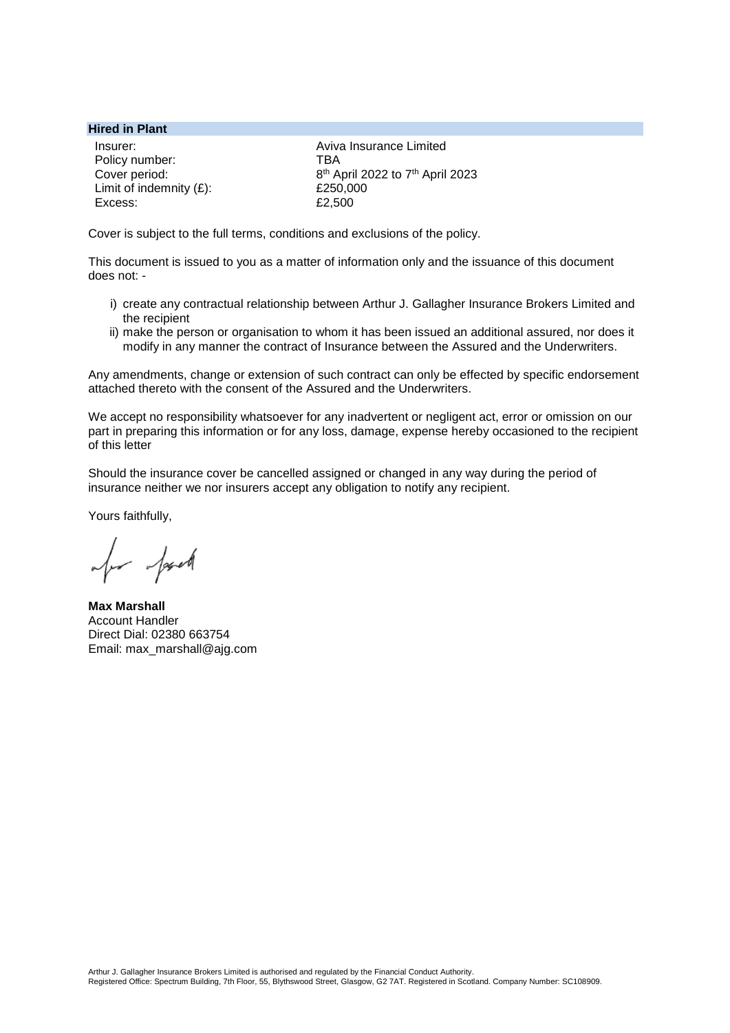## Hired in Plant

| | |
|---|---|
| Insurer: | Aviva Insurance Limited |
| Policy number: | TBA |
| Cover period: | 8th April 2022 to 7th April 2023 |
| Limit of indemnity (£): | £250,000 |
| Excess: | £2,500 |

Cover is subject to the full terms, conditions and exclusions of the policy.

This document is issued to you as a matter of information only and the issuance of this document does not: -

i) create any contractual relationship between Arthur J. Gallagher Insurance Brokers Limited and the recipient
ii) make the person or organisation to whom it has been issued an additional assured, nor does it modify in any manner the contract of Insurance between the Assured and the Underwriters.

Any amendments, change or extension of such contract can only be effected by specific endorsement attached thereto with the consent of the Assured and the Underwriters.

We accept no responsibility whatsoever for any inadvertent or negligent act, error or omission on our part in preparing this information or for any loss, damage, expense hereby occasioned to the recipient of this letter

Should the insurance cover be cancelled assigned or changed in any way during the period of insurance neither we nor insurers accept any obligation to notify any recipient.

Yours faithfully,

**Max Marshall**
Account Handler
Direct Dial: 02380 663754
Email: max_marshall@ajg.com

Arthur J. Gallagher Insurance Brokers Limited is authorised and regulated by the Financial Conduct Authority.
Registered Office: Spectrum Building, 7th Floor, 55, Blythswood Street, Glasgow, G2 7AT. Registered in Scotland. Company Number: SC108909.